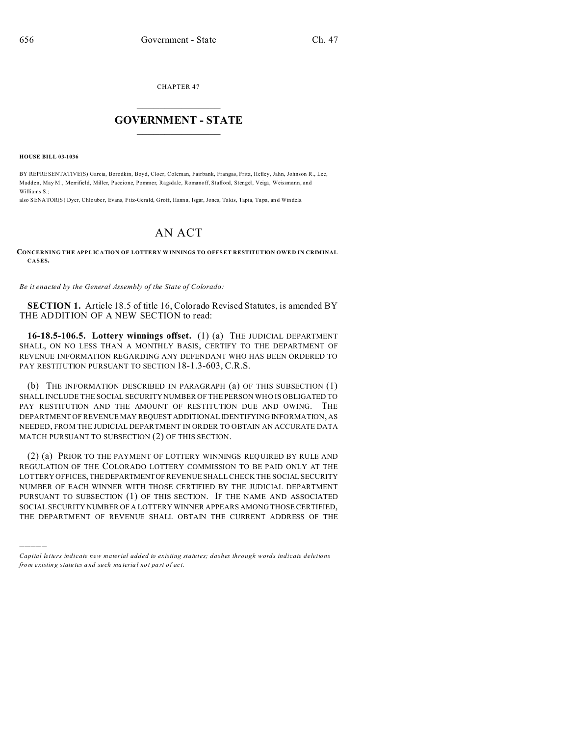CHAPTER 47

# GOVERNMENT - STATE

**HOUSE BILL 03-1036**

BY REPRESENTATIVE(S) Garcia, Borodkin, Boyd, Cloer, Coleman, Fairbank, Frangas, Fritz, Hefley, Jahn, Johnson R., Lee, Madden, May M., Merrifield, Miller, Paccione, Pommer, Ragsdale, Romanoff, Stafford, Stengel, Veiga, Weissmann, and Williams S.;
also SENATOR(S) Dyer, Chlouber, Evans, Fitz-Gerald, Groff, Hanna, Isgar, Jones, Takis, Tapia, Tupa, and Windels.

# AN ACT

**CONCERNING THE APPLICATION OF LOTTERY WINNINGS TO OFFSET RESTITUTION OWED IN CRIMINAL CASES.**

*Be it enacted by the General Assembly of the State of Colorado:*

**SECTION 1.** Article 18.5 of title 16, Colorado Revised Statutes, is amended BY THE ADDITION OF A NEW SECTION to read:

**16-18.5-106.5. Lottery winnings offset.** (1) (a) THE JUDICIAL DEPARTMENT SHALL, ON NO LESS THAN A MONTHLY BASIS, CERTIFY TO THE DEPARTMENT OF REVENUE INFORMATION REGARDING ANY DEFENDANT WHO HAS BEEN ORDERED TO PAY RESTITUTION PURSUANT TO SECTION 18-1.3-603, C.R.S.

(b) THE INFORMATION DESCRIBED IN PARAGRAPH (a) OF THIS SUBSECTION (1) SHALL INCLUDE THE SOCIAL SECURITY NUMBER OF THE PERSON WHO IS OBLIGATED TO PAY RESTITUTION AND THE AMOUNT OF RESTITUTION DUE AND OWING. THE DEPARTMENT OF REVENUE MAY REQUEST ADDITIONAL IDENTIFYING INFORMATION, AS NEEDED, FROM THE JUDICIAL DEPARTMENT IN ORDER TO OBTAIN AN ACCURATE DATA MATCH PURSUANT TO SUBSECTION (2) OF THIS SECTION.

(2) (a) PRIOR TO THE PAYMENT OF LOTTERY WINNINGS REQUIRED BY RULE AND REGULATION OF THE COLORADO LOTTERY COMMISSION TO BE PAID ONLY AT THE LOTTERY OFFICES, THE DEPARTMENT OF REVENUE SHALL CHECK THE SOCIAL SECURITY NUMBER OF EACH WINNER WITH THOSE CERTIFIED BY THE JUDICIAL DEPARTMENT PURSUANT TO SUBSECTION (1) OF THIS SECTION. IF THE NAME AND ASSOCIATED SOCIAL SECURITY NUMBER OF A LOTTERY WINNER APPEARS AMONG THOSE CERTIFIED, THE DEPARTMENT OF REVENUE SHALL OBTAIN THE CURRENT ADDRESS OF THE

*Capital letters indicate new material added to existing statutes; dashes through words indicate deletions from existing statutes and such material not part of act.*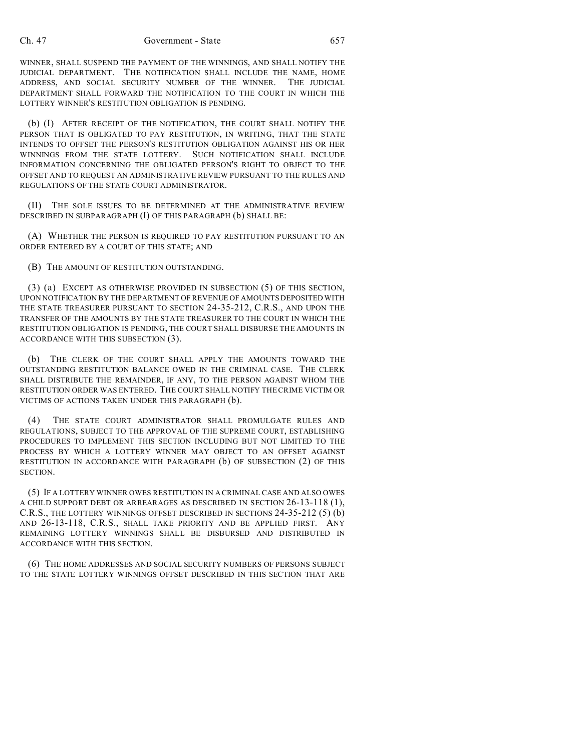WINNER, SHALL SUSPEND THE PAYMENT OF THE WINNINGS, AND SHALL NOTIFY THE JUDICIAL DEPARTMENT. THE NOTIFICATION SHALL INCLUDE THE NAME, HOME ADDRESS, AND SOCIAL SECURITY NUMBER OF THE WINNER. THE JUDICIAL DEPARTMENT SHALL FORWARD THE NOTIFICATION TO THE COURT IN WHICH THE LOTTERY WINNER'S RESTITUTION OBLIGATION IS PENDING.

(b) (I) AFTER RECEIPT OF THE NOTIFICATION, THE COURT SHALL NOTIFY THE PERSON THAT IS OBLIGATED TO PAY RESTITUTION, IN WRITING, THAT THE STATE INTENDS TO OFFSET THE PERSON'S RESTITUTION OBLIGATION AGAINST HIS OR HER WINNINGS FROM THE STATE LOTTERY. SUCH NOTIFICATION SHALL INCLUDE INFORMATION CONCERNING THE OBLIGATED PERSON'S RIGHT TO OBJECT TO THE OFFSET AND TO REQUEST AN ADMINISTRATIVE REVIEW PURSUANT TO THE RULES AND REGULATIONS OF THE STATE COURT ADMINISTRATOR.

(II) THE SOLE ISSUES TO BE DETERMINED AT THE ADMINISTRATIVE REVIEW DESCRIBED IN SUBPARAGRAPH (I) OF THIS PARAGRAPH (b) SHALL BE:

(A) WHETHER THE PERSON IS REQUIRED TO PAY RESTITUTION PURSUANT TO AN ORDER ENTERED BY A COURT OF THIS STATE; AND

(B) THE AMOUNT OF RESTITUTION OUTSTANDING.

(3) (a) EXCEPT AS OTHERWISE PROVIDED IN SUBSECTION (5) OF THIS SECTION, UPON NOTIFICATION BY THE DEPARTMENT OF REVENUE OF AMOUNTS DEPOSITED WITH THE STATE TREASURER PURSUANT TO SECTION 24-35-212, C.R.S., AND UPON THE TRANSFER OF THE AMOUNTS BY THE STATE TREASURER TO THE COURT IN WHICH THE RESTITUTION OBLIGATION IS PENDING, THE COURT SHALL DISBURSE THE AMOUNTS IN ACCORDANCE WITH THIS SUBSECTION (3).

(b) THE CLERK OF THE COURT SHALL APPLY THE AMOUNTS TOWARD THE OUTSTANDING RESTITUTION BALANCE OWED IN THE CRIMINAL CASE. THE CLERK SHALL DISTRIBUTE THE REMAINDER, IF ANY, TO THE PERSON AGAINST WHOM THE RESTITUTION ORDER WAS ENTERED. THE COURT SHALL NOTIFY THE CRIME VICTIM OR VICTIMS OF ACTIONS TAKEN UNDER THIS PARAGRAPH (b).

(4) THE STATE COURT ADMINISTRATOR SHALL PROMULGATE RULES AND REGULATIONS, SUBJECT TO THE APPROVAL OF THE SUPREME COURT, ESTABLISHING PROCEDURES TO IMPLEMENT THIS SECTION INCLUDING BUT NOT LIMITED TO THE PROCESS BY WHICH A LOTTERY WINNER MAY OBJECT TO AN OFFSET AGAINST RESTITUTION IN ACCORDANCE WITH PARAGRAPH (b) OF SUBSECTION (2) OF THIS SECTION.

(5) IF A LOTTERY WINNER OWES RESTITUTION IN A CRIMINAL CASE AND ALSO OWES A CHILD SUPPORT DEBT OR ARREARAGES AS DESCRIBED IN SECTION 26-13-118 (1), C.R.S., THE LOTTERY WINNINGS OFFSET DESCRIBED IN SECTIONS 24-35-212 (5) (b) AND 26-13-118, C.R.S., SHALL TAKE PRIORITY AND BE APPLIED FIRST. ANY REMAINING LOTTERY WINNINGS SHALL BE DISBURSED AND DISTRIBUTED IN ACCORDANCE WITH THIS SECTION.

(6) THE HOME ADDRESSES AND SOCIAL SECURITY NUMBERS OF PERSONS SUBJECT TO THE STATE LOTTERY WINNINGS OFFSET DESCRIBED IN THIS SECTION THAT ARE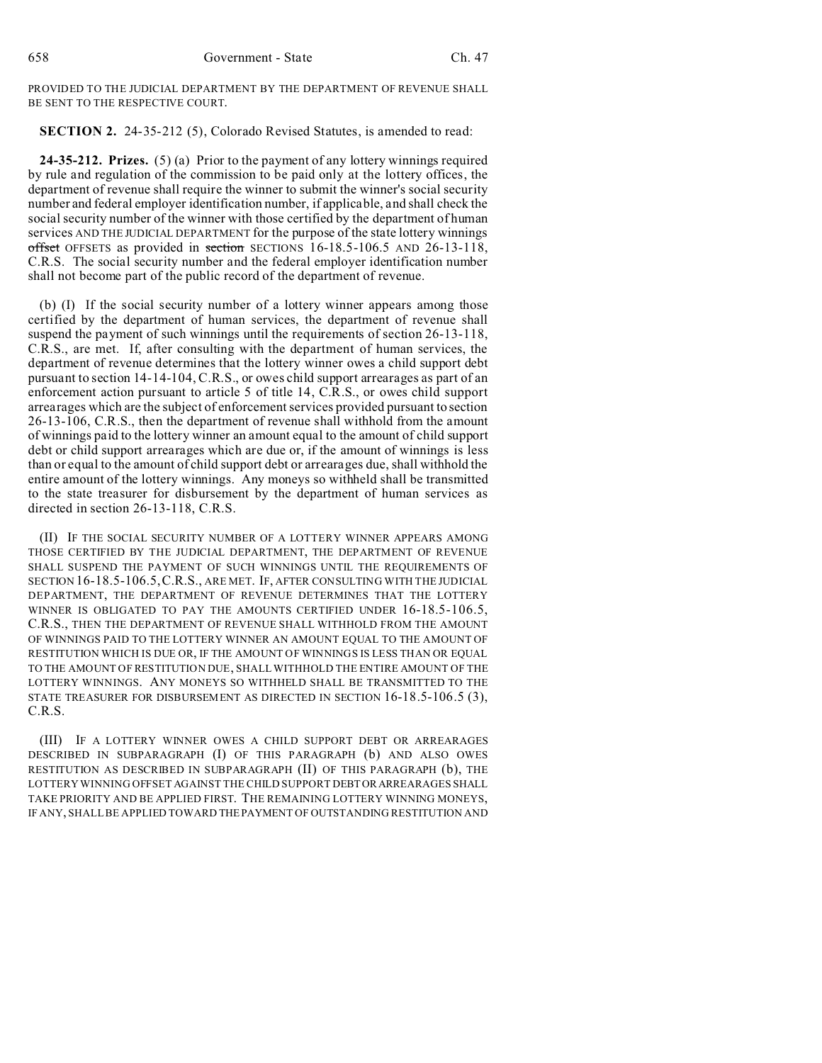PROVIDED TO THE JUDICIAL DEPARTMENT BY THE DEPARTMENT OF REVENUE SHALL BE SENT TO THE RESPECTIVE COURT.

**SECTION 2.** 24-35-212 (5), Colorado Revised Statutes, is amended to read:

**24-35-212. Prizes.** (5) (a) Prior to the payment of any lottery winnings required by rule and regulation of the commission to be paid only at the lottery offices, the department of revenue shall require the winner to submit the winner's social security number and federal employer identification number, if applicable, and shall check the social security number of the winner with those certified by the department of human services AND THE JUDICIAL DEPARTMENT for the purpose of the state lottery winnings ~~offset~~ OFFSETS as provided in ~~section~~ SECTIONS 16-18.5-106.5 AND 26-13-118, C.R.S. The social security number and the federal employer identification number shall not become part of the public record of the department of revenue.

(b) (I) If the social security number of a lottery winner appears among those certified by the department of human services, the department of revenue shall suspend the payment of such winnings until the requirements of section 26-13-118, C.R.S., are met. If, after consulting with the department of human services, the department of revenue determines that the lottery winner owes a child support debt pursuant to section 14-14-104, C.R.S., or owes child support arrearages as part of an enforcement action pursuant to article 5 of title 14, C.R.S., or owes child support arrearages which are the subject of enforcement services provided pursuant to section 26-13-106, C.R.S., then the department of revenue shall withhold from the amount of winnings paid to the lottery winner an amount equal to the amount of child support debt or child support arrearages which are due or, if the amount of winnings is less than or equal to the amount of child support debt or arrearages due, shall withhold the entire amount of the lottery winnings. Any moneys so withheld shall be transmitted to the state treasurer for disbursement by the department of human services as directed in section 26-13-118, C.R.S.

(II) IF THE SOCIAL SECURITY NUMBER OF A LOTTERY WINNER APPEARS AMONG THOSE CERTIFIED BY THE JUDICIAL DEPARTMENT, THE DEPARTMENT OF REVENUE SHALL SUSPEND THE PAYMENT OF SUCH WINNINGS UNTIL THE REQUIREMENTS OF SECTION 16-18.5-106.5, C.R.S., ARE MET. IF, AFTER CONSULTING WITH THE JUDICIAL DEPARTMENT, THE DEPARTMENT OF REVENUE DETERMINES THAT THE LOTTERY WINNER IS OBLIGATED TO PAY THE AMOUNTS CERTIFIED UNDER 16-18.5-106.5, C.R.S., THEN THE DEPARTMENT OF REVENUE SHALL WITHHOLD FROM THE AMOUNT OF WINNINGS PAID TO THE LOTTERY WINNER AN AMOUNT EQUAL TO THE AMOUNT OF RESTITUTION WHICH IS DUE OR, IF THE AMOUNT OF WINNINGS IS LESS THAN OR EQUAL TO THE AMOUNT OF RESTITUTION DUE, SHALL WITHHOLD THE ENTIRE AMOUNT OF THE LOTTERY WINNINGS. ANY MONEYS SO WITHHELD SHALL BE TRANSMITTED TO THE STATE TREASURER FOR DISBURSEMENT AS DIRECTED IN SECTION 16-18.5-106.5 (3), C.R.S.

(III) IF A LOTTERY WINNER OWES A CHILD SUPPORT DEBT OR ARREARAGES DESCRIBED IN SUBPARAGRAPH (I) OF THIS PARAGRAPH (b) AND ALSO OWES RESTITUTION AS DESCRIBED IN SUBPARAGRAPH (II) OF THIS PARAGRAPH (b), THE LOTTERY WINNING OFFSET AGAINST THE CHILD SUPPORT DEBT OR ARREARAGES SHALL TAKE PRIORITY AND BE APPLIED FIRST. THE REMAINING LOTTERY WINNING MONEYS, IF ANY, SHALL BE APPLIED TOWARD THE PAYMENT OF OUTSTANDING RESTITUTION AND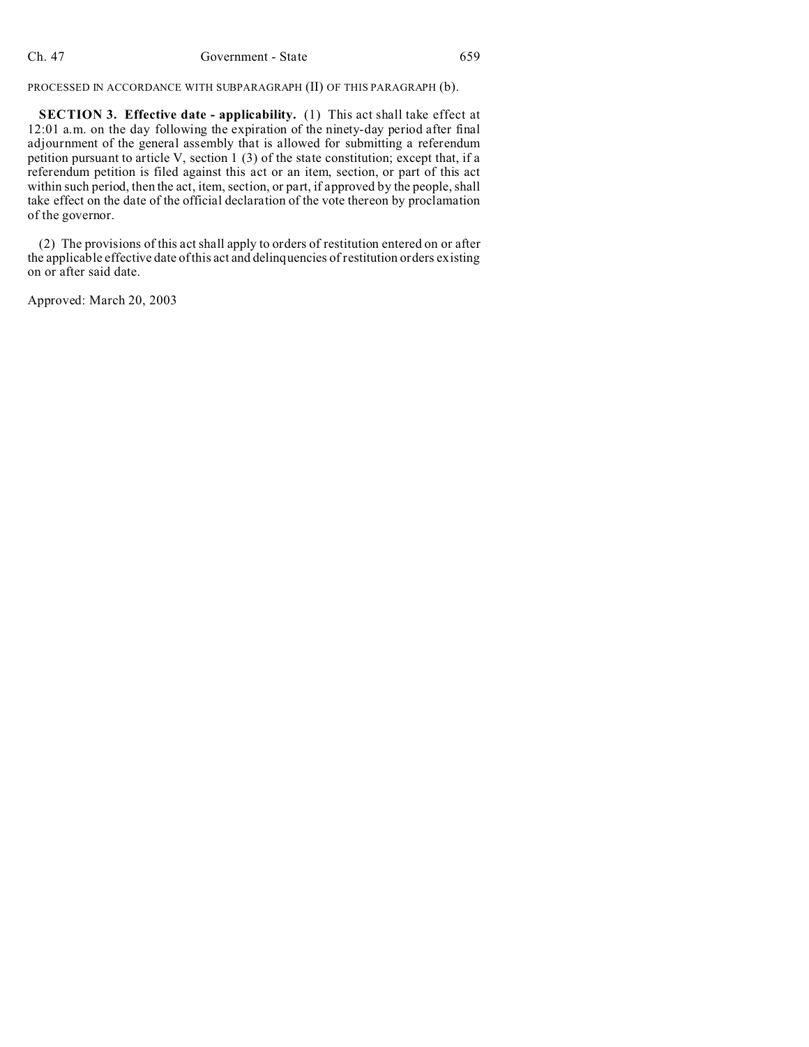PROCESSED IN ACCORDANCE WITH SUBPARAGRAPH (II) OF THIS PARAGRAPH (b).

**SECTION 3. Effective date - applicability.** (1) This act shall take effect at 12:01 a.m. on the day following the expiration of the ninety-day period after final adjournment of the general assembly that is allowed for submitting a referendum petition pursuant to article V, section 1 (3) of the state constitution; except that, if a referendum petition is filed against this act or an item, section, or part of this act within such period, then the act, item, section, or part, if approved by the people, shall take effect on the date of the official declaration of the vote thereon by proclamation of the governor.

(2) The provisions of this act shall apply to orders of restitution entered on or after the applicable effective date of this act and delinquencies of restitution orders existing on or after said date.

Approved: March 20, 2003